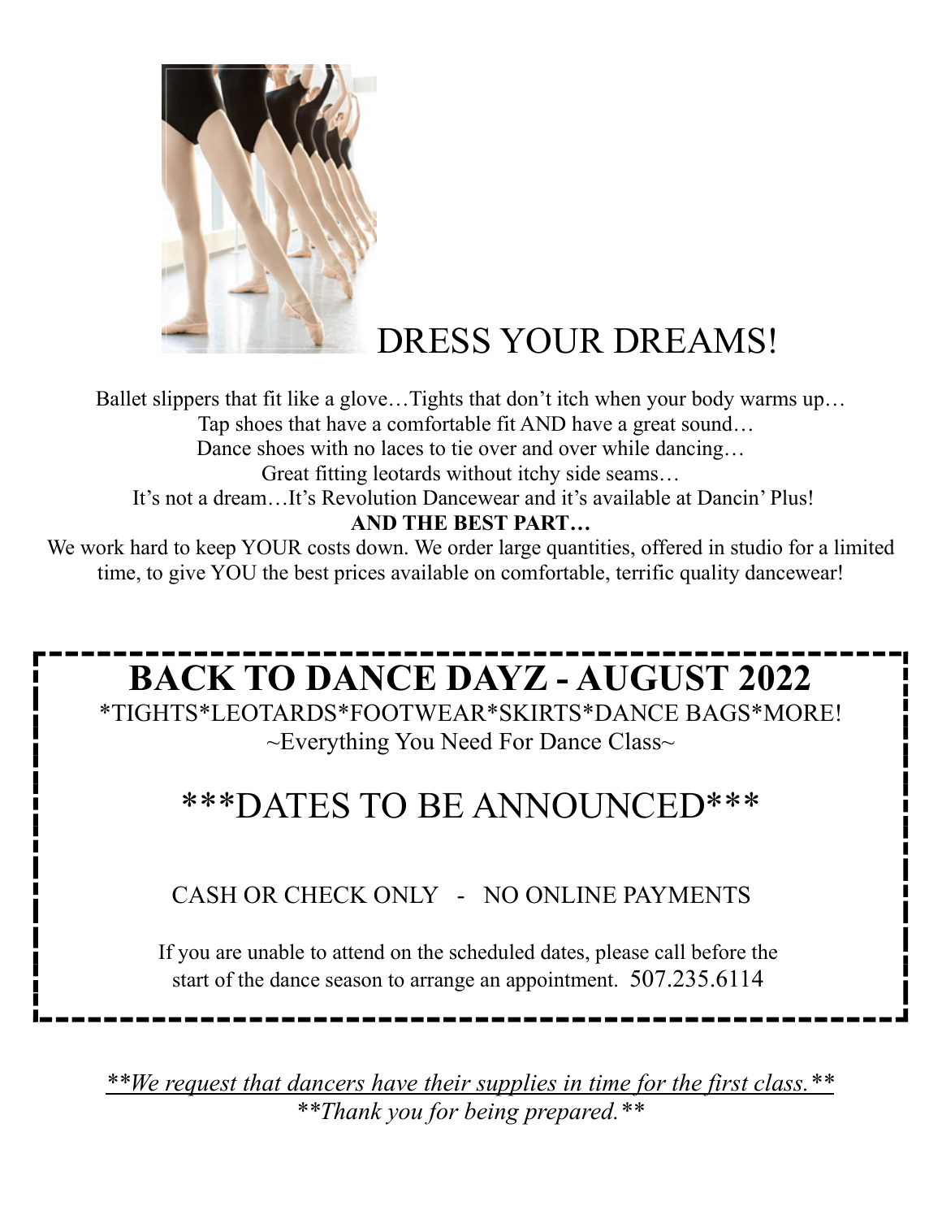# DRESS YOUR DREAMS!

Ballet slippers that fit like a glove…Tights that don't itch when your body warms up…
Tap shoes that have a comfortable fit AND have a great sound…
Dance shoes with no laces to tie over and over while dancing…
Great fitting leotards without itchy side seams…
It's not a dream…It's Revolution Dancewear and it's available at Dancin' Plus!

**AND THE BEST PART…**

We work hard to keep YOUR costs down. We order large quantities, offered in studio for a limited time, to give YOU the best prices available on comfortable, terrific quality dancewear!

## BACK TO DANCE DAYZ - AUGUST 2022

*TIGHTS*LEOTARDS*FOOTWEAR*SKIRTS*DANCE BAGS*MORE!

~Everything You Need For Dance Class~

### ***DATES TO BE ANNOUNCED***

CASH OR CHECK ONLY - NO ONLINE PAYMENTS

If you are unable to attend on the scheduled dates, please call before the start of the dance season to arrange an appointment. 507.235.6114

***We request that dancers have their supplies in time for the first class.***

***Thank you for being prepared.***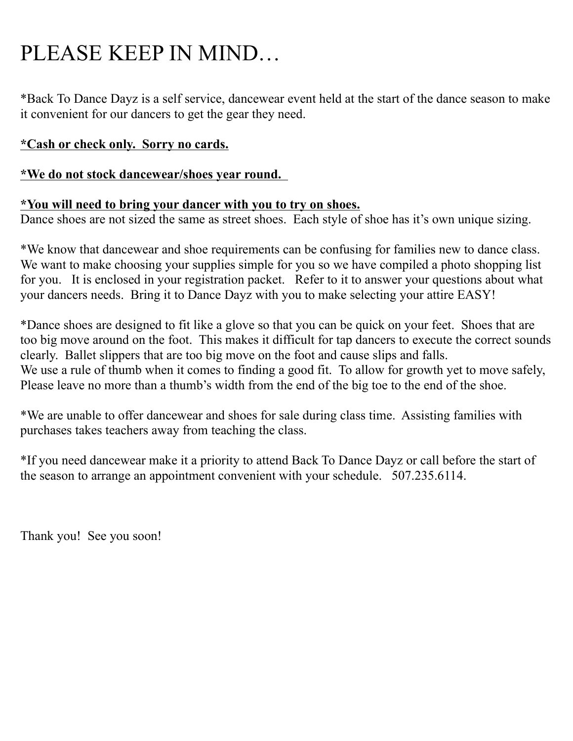# PLEASE KEEP IN MIND…

*Back To Dance Dayz is a self service, dancewear event held at the start of the dance season to make it convenient for our dancers to get the gear they need.

**<u>*Cash or check only. Sorry no cards.</u>**

**<u>*We do not stock dancewear/shoes year round.</u>**

**<u>*You will need to bring your dancer with you to try on shoes.</u>**
Dance shoes are not sized the same as street shoes. Each style of shoe has it's own unique sizing.

*We know that dancewear and shoe requirements can be confusing for families new to dance class. We want to make choosing your supplies simple for you so we have compiled a photo shopping list for you. It is enclosed in your registration packet. Refer to it to answer your questions about what your dancers needs. Bring it to Dance Dayz with you to make selecting your attire EASY!

*Dance shoes are designed to fit like a glove so that you can be quick on your feet. Shoes that are too big move around on the foot. This makes it difficult for tap dancers to execute the correct sounds clearly. Ballet slippers that are too big move on the foot and cause slips and falls.
We use a rule of thumb when it comes to finding a good fit. To allow for growth yet to move safely, Please leave no more than a thumb's width from the end of the big toe to the end of the shoe.

*We are unable to offer dancewear and shoes for sale during class time. Assisting families with purchases takes teachers away from teaching the class.

*If you need dancewear make it a priority to attend Back To Dance Dayz or call before the start of the season to arrange an appointment convenient with your schedule. 507.235.6114.

Thank you! See you soon!